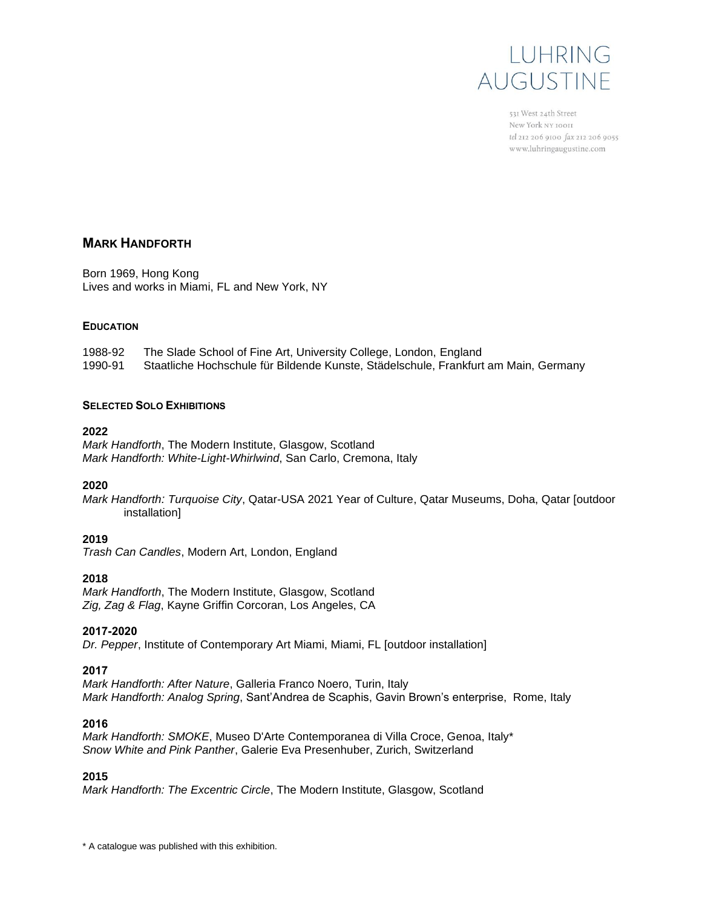LUHRING AUGUSTINE

531 West 24th Street
New York NY 10011
tel 212 206 9100 fax 212 206 9055
www.luhringaugustine.com

# MARK HANDFORTH

Born 1969, Hong Kong
Lives and works in Miami, FL and New York, NY

## EDUCATION

1988-92 The Slade School of Fine Art, University College, London, England
1990-91 Staatliche Hochschule für Bildende Kunste, Städelschule, Frankfurt am Main, Germany

## SELECTED SOLO EXHIBITIONS

**2022**
*Mark Handforth*, The Modern Institute, Glasgow, Scotland
*Mark Handforth: White-Light-Whirlwind*, San Carlo, Cremona, Italy

**2020**
*Mark Handforth: Turquoise City*, Qatar-USA 2021 Year of Culture, Qatar Museums, Doha, Qatar [outdoor installation]

**2019**
*Trash Can Candles*, Modern Art, London, England

**2018**
*Mark Handforth*, The Modern Institute, Glasgow, Scotland
*Zig, Zag & Flag*, Kayne Griffin Corcoran, Los Angeles, CA

**2017-2020**
*Dr. Pepper*, Institute of Contemporary Art Miami, Miami, FL [outdoor installation]

**2017**
*Mark Handforth: After Nature*, Galleria Franco Noero, Turin, Italy
*Mark Handforth: Analog Spring*, Sant'Andrea de Scaphis, Gavin Brown's enterprise, Rome, Italy

**2016**
*Mark Handforth: SMOKE*, Museo D'Arte Contemporanea di Villa Croce, Genoa, Italy*
*Snow White and Pink Panther*, Galerie Eva Presenhuber, Zurich, Switzerland

**2015**
*Mark Handforth: The Excentric Circle*, The Modern Institute, Glasgow, Scotland

\* A catalogue was published with this exhibition.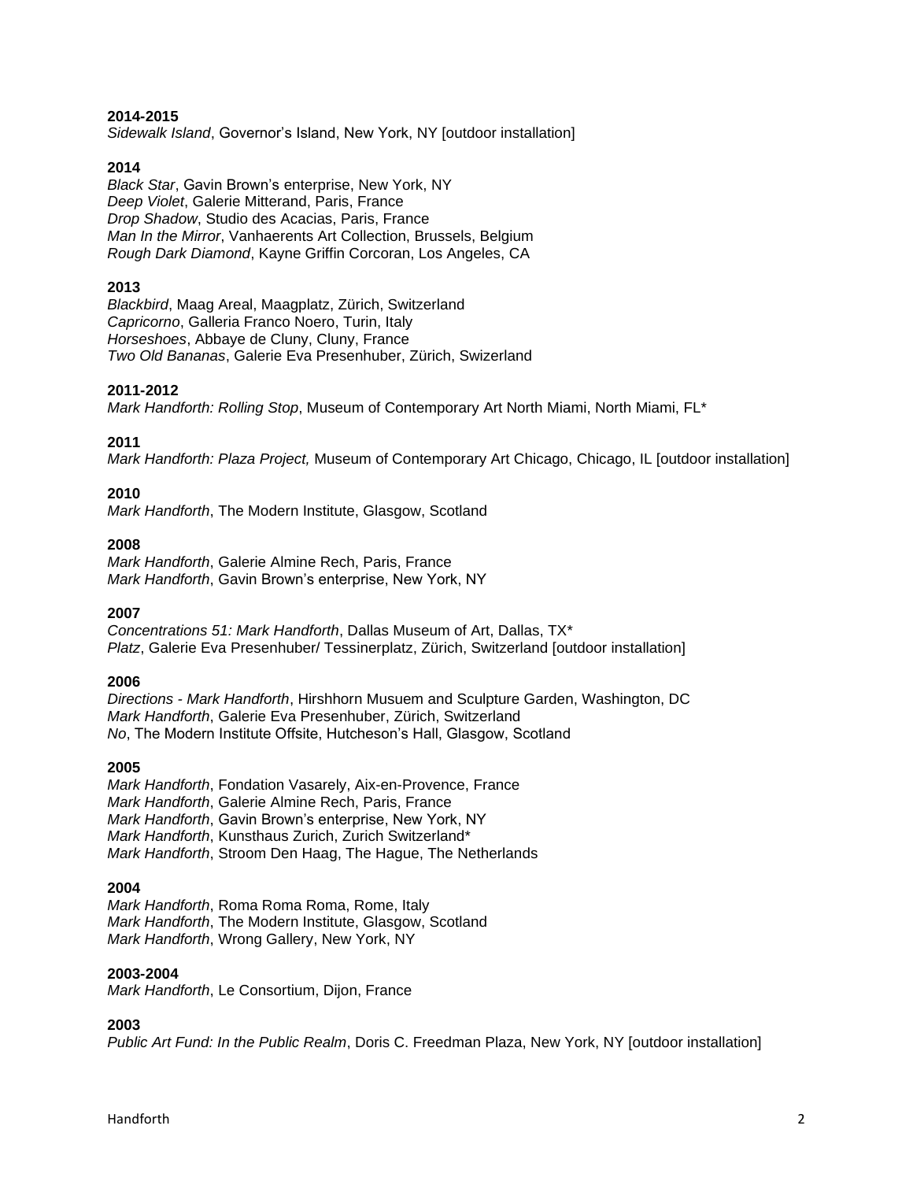**2014-2015**
*Sidewalk Island*, Governor's Island, New York, NY [outdoor installation]

**2014**
*Black Star*, Gavin Brown's enterprise, New York, NY
*Deep Violet*, Galerie Mitterand, Paris, France
*Drop Shadow*, Studio des Acacias, Paris, France
*Man In the Mirror*, Vanhaerents Art Collection, Brussels, Belgium
*Rough Dark Diamond*, Kayne Griffin Corcoran, Los Angeles, CA

**2013**
*Blackbird*, Maag Areal, Maagplatz, Zürich, Switzerland
*Capricorno*, Galleria Franco Noero, Turin, Italy
*Horseshoes*, Abbaye de Cluny, Cluny, France
*Two Old Bananas*, Galerie Eva Presenhuber, Zürich, Swizerland

**2011-2012**
*Mark Handforth: Rolling Stop*, Museum of Contemporary Art North Miami, North Miami, FL*

**2011**
*Mark Handforth: Plaza Project,* Museum of Contemporary Art Chicago, Chicago, IL [outdoor installation]

**2010**
*Mark Handforth*, The Modern Institute, Glasgow, Scotland

**2008**
*Mark Handforth*, Galerie Almine Rech, Paris, France
*Mark Handforth*, Gavin Brown's enterprise, New York, NY

**2007**
*Concentrations 51: Mark Handforth*, Dallas Museum of Art, Dallas, TX*
*Platz*, Galerie Eva Presenhuber/ Tessinerplatz, Zürich, Switzerland [outdoor installation]

**2006**
*Directions - Mark Handforth*, Hirshhorn Musuem and Sculpture Garden, Washington, DC
*Mark Handforth*, Galerie Eva Presenhuber, Zürich, Switzerland
*No*, The Modern Institute Offsite, Hutcheson's Hall, Glasgow, Scotland

**2005**
*Mark Handforth*, Fondation Vasarely, Aix-en-Provence, France
*Mark Handforth*, Galerie Almine Rech, Paris, France
*Mark Handforth*, Gavin Brown's enterprise, New York, NY
*Mark Handforth*, Kunsthaus Zurich, Zurich Switzerland*
*Mark Handforth*, Stroom Den Haag, The Hague, The Netherlands

**2004**
*Mark Handforth*, Roma Roma Roma, Rome, Italy
*Mark Handforth*, The Modern Institute, Glasgow, Scotland
*Mark Handforth*, Wrong Gallery, New York, NY

**2003-2004**
*Mark Handforth*, Le Consortium, Dijon, France

**2003**
*Public Art Fund: In the Public Realm*, Doris C. Freedman Plaza, New York, NY [outdoor installation]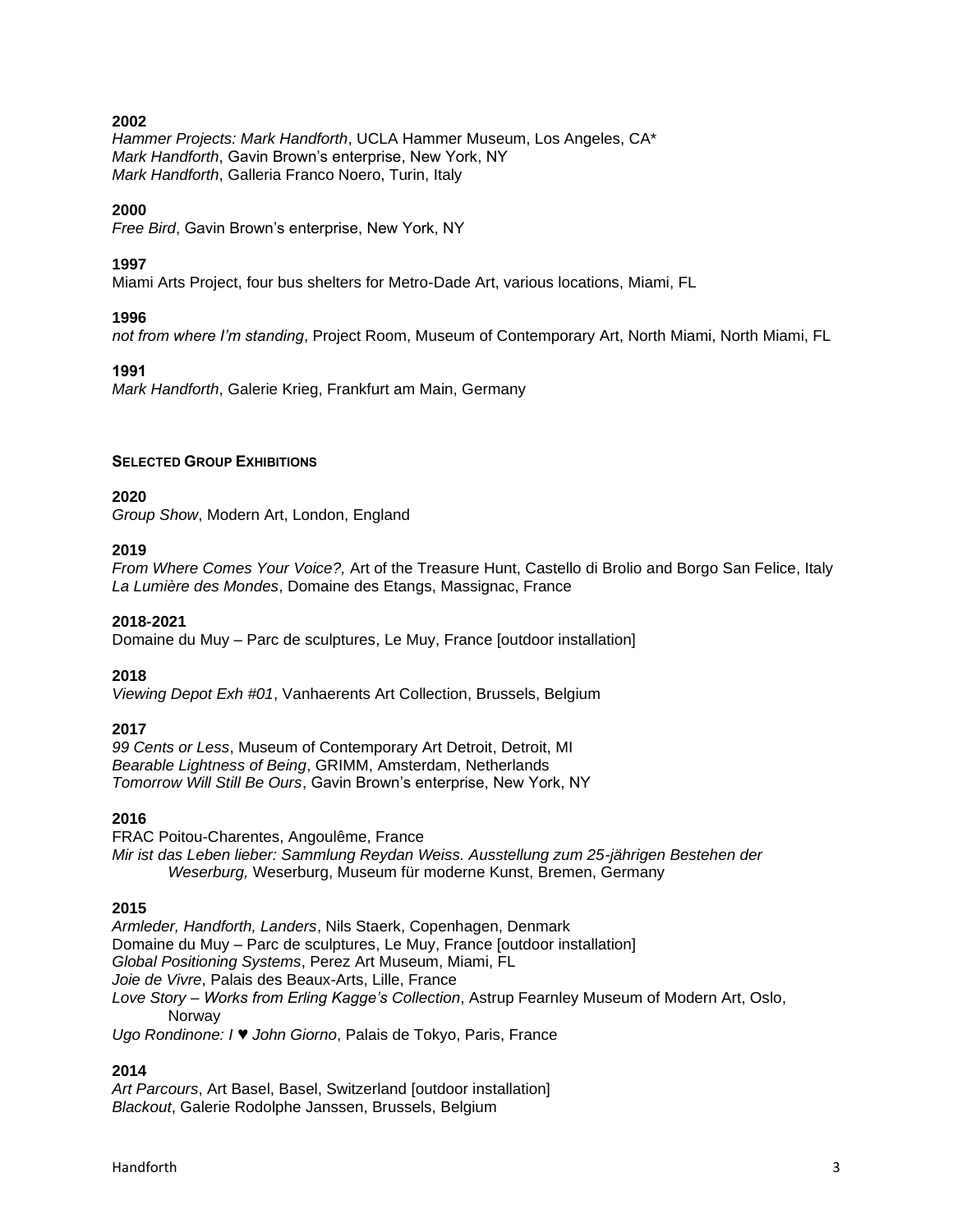**2002**

*Hammer Projects: Mark Handforth*, UCLA Hammer Museum, Los Angeles, CA*
*Mark Handforth*, Gavin Brown's enterprise, New York, NY
*Mark Handforth*, Galleria Franco Noero, Turin, Italy

**2000**

*Free Bird*, Gavin Brown's enterprise, New York, NY

**1997**

Miami Arts Project, four bus shelters for Metro-Dade Art, various locations, Miami, FL

**1996**

*not from where I'm standing*, Project Room, Museum of Contemporary Art, North Miami, North Miami, FL

**1991**

*Mark Handforth*, Galerie Krieg, Frankfurt am Main, Germany

## SELECTED GROUP EXHIBITIONS

**2020**

*Group Show*, Modern Art, London, England

**2019**

*From Where Comes Your Voice?,* Art of the Treasure Hunt, Castello di Brolio and Borgo San Felice, Italy
*La Lumière des Mondes*, Domaine des Etangs, Massignac, France

**2018-2021**

Domaine du Muy – Parc de sculptures, Le Muy, France [outdoor installation]

**2018**

*Viewing Depot Exh #01*, Vanhaerents Art Collection, Brussels, Belgium

**2017**

*99 Cents or Less*, Museum of Contemporary Art Detroit, Detroit, MI
*Bearable Lightness of Being*, GRIMM, Amsterdam, Netherlands
*Tomorrow Will Still Be Ours*, Gavin Brown's enterprise, New York, NY

**2016**

FRAC Poitou-Charentes, Angoulême, France
*Mir ist das Leben lieber: Sammlung Reydan Weiss. Ausstellung zum 25-jährigen Bestehen der Weserburg,* Weserburg, Museum für moderne Kunst, Bremen, Germany

**2015**

*Armleder, Handforth, Landers*, Nils Staerk, Copenhagen, Denmark
Domaine du Muy – Parc de sculptures, Le Muy, France [outdoor installation]
*Global Positioning Systems*, Perez Art Museum, Miami, FL
*Joie de Vivre*, Palais des Beaux-Arts, Lille, France
*Love Story – Works from Erling Kagge's Collection*, Astrup Fearnley Museum of Modern Art, Oslo, Norway
*Ugo Rondinone: I ♥ John Giorno*, Palais de Tokyo, Paris, France

**2014**

*Art Parcours*, Art Basel, Basel, Switzerland [outdoor installation]
*Blackout*, Galerie Rodolphe Janssen, Brussels, Belgium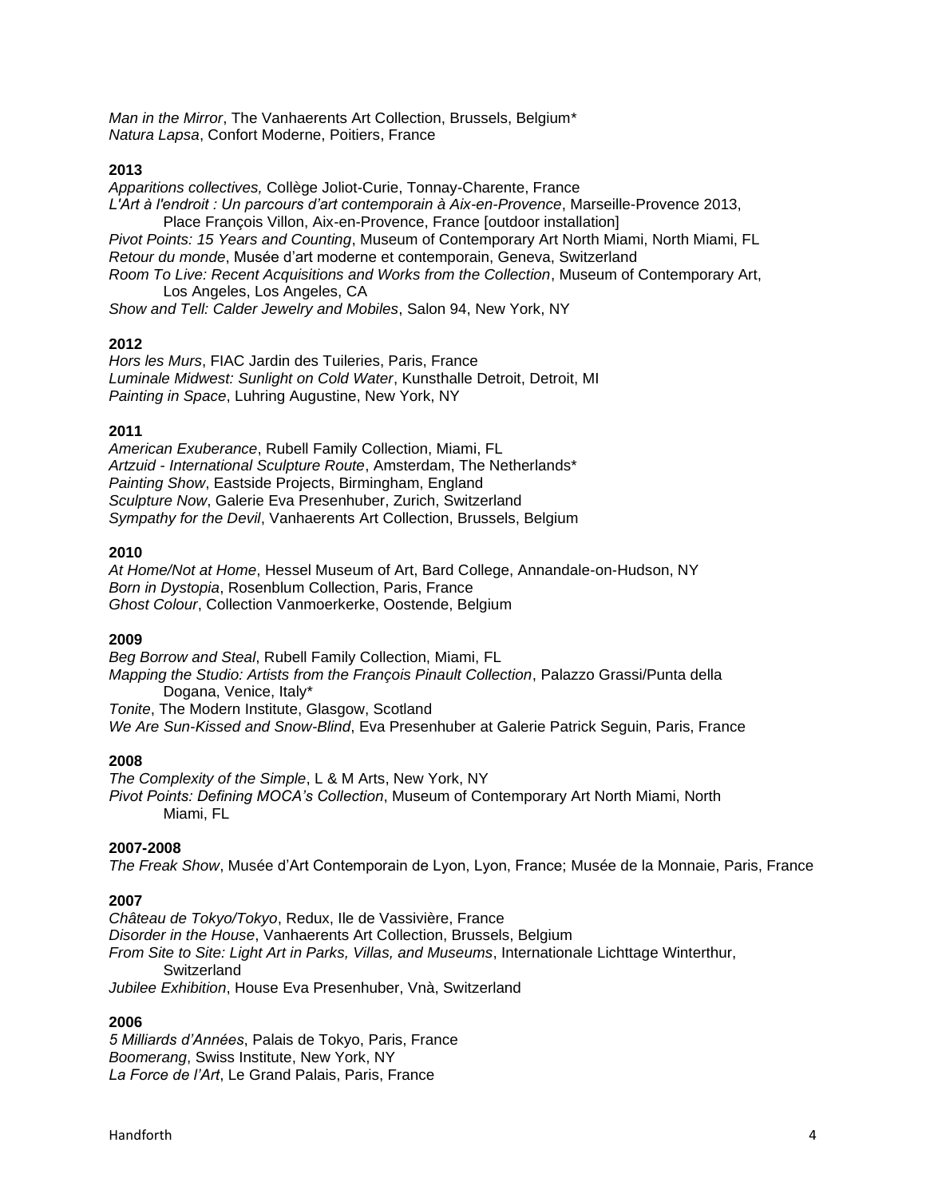*Man in the Mirror*, The Vanhaerents Art Collection, Brussels, Belgium*
*Natura Lapsa*, Confort Moderne, Poitiers, France

**2013**

*Apparitions collectives,* Collège Joliot-Curie, Tonnay-Charente, France
*L'Art à l'endroit : Un parcours d'art contemporain à Aix-en-Provence*, Marseille-Provence 2013, Place François Villon, Aix-en-Provence, France [outdoor installation]
*Pivot Points: 15 Years and Counting*, Museum of Contemporary Art North Miami, North Miami, FL
*Retour du monde*, Musée d'art moderne et contemporain, Geneva, Switzerland
*Room To Live: Recent Acquisitions and Works from the Collection*, Museum of Contemporary Art, Los Angeles, Los Angeles, CA
*Show and Tell: Calder Jewelry and Mobiles*, Salon 94, New York, NY

**2012**

*Hors les Murs*, FIAC Jardin des Tuileries, Paris, France
*Luminale Midwest: Sunlight on Cold Water*, Kunsthalle Detroit, Detroit, MI
*Painting in Space*, Luhring Augustine, New York, NY

**2011**

*American Exuberance*, Rubell Family Collection, Miami, FL
*Artzuid - International Sculpture Route*, Amsterdam, The Netherlands*
*Painting Show*, Eastside Projects, Birmingham, England
*Sculpture Now*, Galerie Eva Presenhuber, Zurich, Switzerland
*Sympathy for the Devil*, Vanhaerents Art Collection, Brussels, Belgium

**2010**

*At Home/Not at Home*, Hessel Museum of Art, Bard College, Annandale-on-Hudson, NY
*Born in Dystopia*, Rosenblum Collection, Paris, France
*Ghost Colour*, Collection Vanmoerkerke, Oostende, Belgium

**2009**

*Beg Borrow and Steal*, Rubell Family Collection, Miami, FL
*Mapping the Studio: Artists from the François Pinault Collection*, Palazzo Grassi/Punta della Dogana, Venice, Italy*
*Tonite*, The Modern Institute, Glasgow, Scotland
*We Are Sun-Kissed and Snow-Blind*, Eva Presenhuber at Galerie Patrick Seguin, Paris, France

**2008**

*The Complexity of the Simple*, L & M Arts, New York, NY
*Pivot Points: Defining MOCA's Collection*, Museum of Contemporary Art North Miami, North Miami, FL

**2007-2008**

*The Freak Show*, Musée d'Art Contemporain de Lyon, Lyon, France; Musée de la Monnaie, Paris, France

**2007**

*Château de Tokyo/Tokyo*, Redux, Ile de Vassivière, France
*Disorder in the House*, Vanhaerents Art Collection, Brussels, Belgium
*From Site to Site: Light Art in Parks, Villas, and Museums*, Internationale Lichttage Winterthur, Switzerland
*Jubilee Exhibition*, House Eva Presenhuber, Vnà, Switzerland

**2006**

*5 Milliards d'Années*, Palais de Tokyo, Paris, France
*Boomerang*, Swiss Institute, New York, NY
*La Force de l'Art*, Le Grand Palais, Paris, France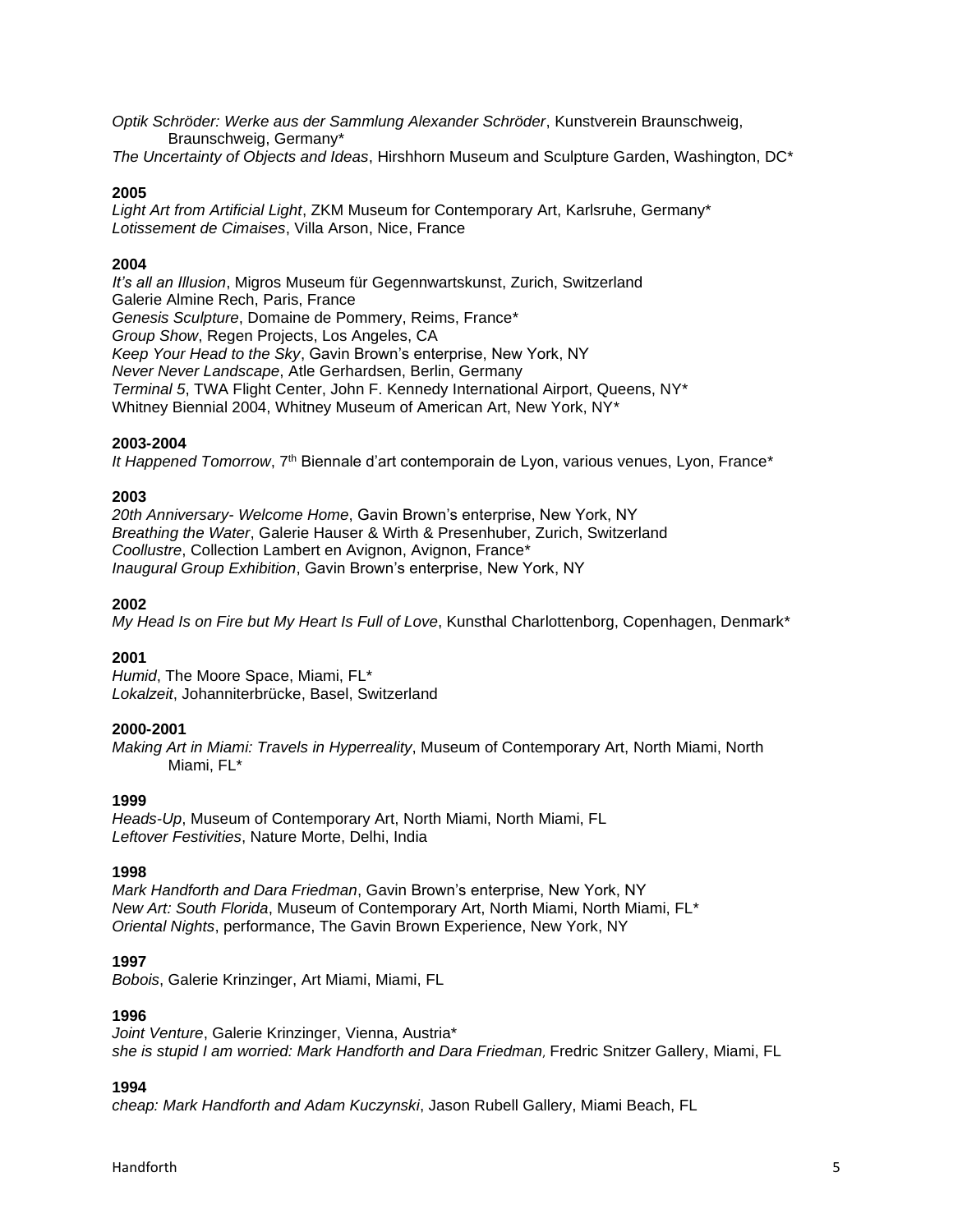*Optik Schröder: Werke aus der Sammlung Alexander Schröder*, Kunstverein Braunschweig, Braunschweig, Germany*
*The Uncertainty of Objects and Ideas*, Hirshhorn Museum and Sculpture Garden, Washington, DC*

**2005**
*Light Art from Artificial Light*, ZKM Museum for Contemporary Art, Karlsruhe, Germany*
*Lotissement de Cimaises*, Villa Arson, Nice, France

**2004**
*It's all an Illusion*, Migros Museum für Gegennwartskunst, Zurich, Switzerland
Galerie Almine Rech, Paris, France
*Genesis Sculpture*, Domaine de Pommery, Reims, France*
*Group Show*, Regen Projects, Los Angeles, CA
*Keep Your Head to the Sky*, Gavin Brown's enterprise, New York, NY
*Never Never Landscape*, Atle Gerhardsen, Berlin, Germany
*Terminal 5*, TWA Flight Center, John F. Kennedy International Airport, Queens, NY*
Whitney Biennial 2004, Whitney Museum of American Art, New York, NY*

**2003-2004**
*It Happened Tomorrow*, 7th Biennale d'art contemporain de Lyon, various venues, Lyon, France*

**2003**
*20th Anniversary- Welcome Home*, Gavin Brown's enterprise, New York, NY
*Breathing the Water*, Galerie Hauser & Wirth & Presenhuber, Zurich, Switzerland
*Coollustre*, Collection Lambert en Avignon, Avignon, France*
*Inaugural Group Exhibition*, Gavin Brown's enterprise, New York, NY

**2002**
*My Head Is on Fire but My Heart Is Full of Love*, Kunsthal Charlottenborg, Copenhagen, Denmark*

**2001**
*Humid*, The Moore Space, Miami, FL*
*Lokalzeit*, Johanniterbrücke, Basel, Switzerland

**2000-2001**
*Making Art in Miami: Travels in Hyperreality*, Museum of Contemporary Art, North Miami, North Miami, FL*

**1999**
*Heads-Up*, Museum of Contemporary Art, North Miami, North Miami, FL
*Leftover Festivities*, Nature Morte, Delhi, India

**1998**
*Mark Handforth and Dara Friedman*, Gavin Brown's enterprise, New York, NY
*New Art: South Florida*, Museum of Contemporary Art, North Miami, North Miami, FL*
*Oriental Nights*, performance, The Gavin Brown Experience, New York, NY

**1997**
*Bobois*, Galerie Krinzinger, Art Miami, Miami, FL

**1996**
*Joint Venture*, Galerie Krinzinger, Vienna, Austria*
*she is stupid I am worried: Mark Handforth and Dara Friedman,* Fredric Snitzer Gallery, Miami, FL

**1994**
*cheap: Mark Handforth and Adam Kuczynski*, Jason Rubell Gallery, Miami Beach, FL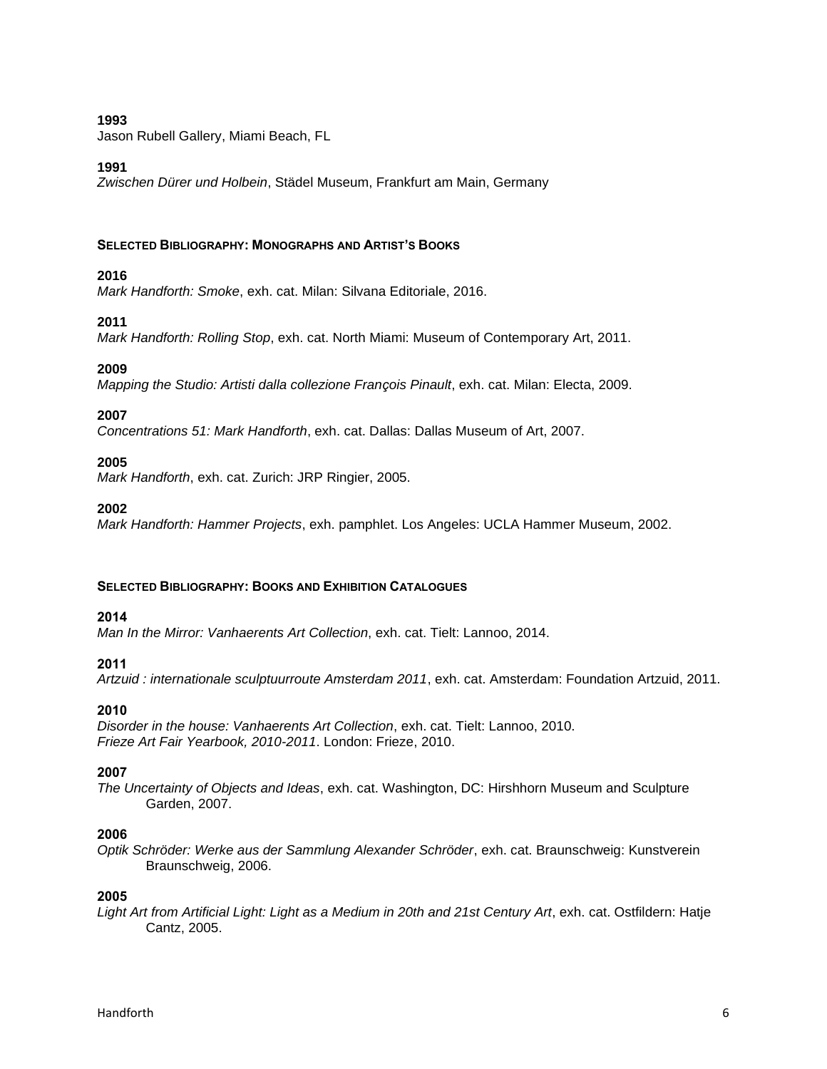**1993**
Jason Rubell Gallery, Miami Beach, FL

**1991**
*Zwischen Dürer und Holbein*, Städel Museum, Frankfurt am Main, Germany

## SELECTED BIBLIOGRAPHY: MONOGRAPHS AND ARTIST'S BOOKS

**2016**
*Mark Handforth: Smoke*, exh. cat. Milan: Silvana Editoriale, 2016.

**2011**
*Mark Handforth: Rolling Stop*, exh. cat. North Miami: Museum of Contemporary Art, 2011.

**2009**
*Mapping the Studio: Artisti dalla collezione François Pinault*, exh. cat. Milan: Electa, 2009.

**2007**
*Concentrations 51: Mark Handforth*, exh. cat. Dallas: Dallas Museum of Art, 2007.

**2005**
*Mark Handforth*, exh. cat. Zurich: JRP Ringier, 2005.

**2002**
*Mark Handforth: Hammer Projects*, exh. pamphlet. Los Angeles: UCLA Hammer Museum, 2002.

## SELECTED BIBLIOGRAPHY: BOOKS AND EXHIBITION CATALOGUES

**2014**
*Man In the Mirror: Vanhaerents Art Collection*, exh. cat. Tielt: Lannoo, 2014.

**2011**
*Artzuid : internationale sculptuurroute Amsterdam 2011*, exh. cat. Amsterdam: Foundation Artzuid, 2011.

**2010**
*Disorder in the house: Vanhaerents Art Collection*, exh. cat. Tielt: Lannoo, 2010.
*Frieze Art Fair Yearbook, 2010-2011*. London: Frieze, 2010.

**2007**
*The Uncertainty of Objects and Ideas*, exh. cat. Washington, DC: Hirshhorn Museum and Sculpture Garden, 2007.

**2006**
*Optik Schröder: Werke aus der Sammlung Alexander Schröder*, exh. cat. Braunschweig: Kunstverein Braunschweig, 2006.

**2005**
*Light Art from Artificial Light: Light as a Medium in 20th and 21st Century Art*, exh. cat. Ostfildern: Hatje Cantz, 2005.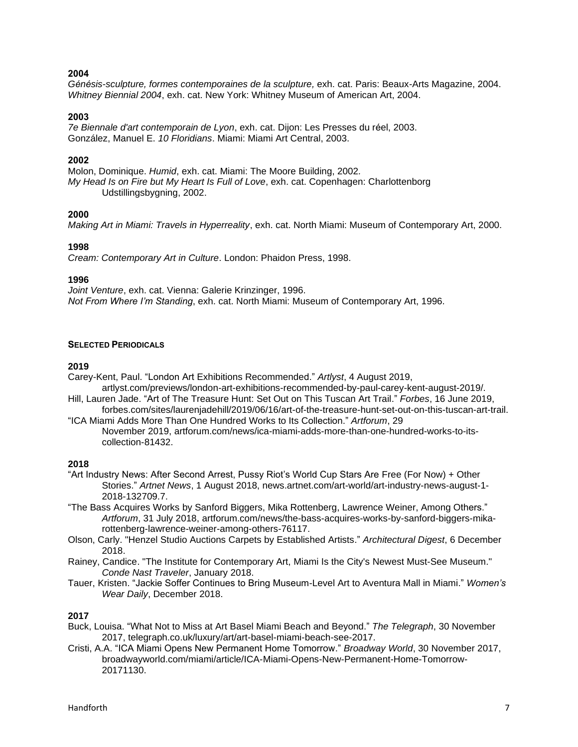**2004**

*Génésis-sculpture, formes contemporaines de la sculpture,* exh. cat. Paris: Beaux-Arts Magazine, 2004.
*Whitney Biennial 2004*, exh. cat. New York: Whitney Museum of American Art, 2004.

**2003**

*7e Biennale d'art contemporain de Lyon*, exh. cat. Dijon: Les Presses du réel, 2003.
González, Manuel E. *10 Floridians*. Miami: Miami Art Central, 2003.

**2002**

Molon, Dominique. *Humid*, exh. cat. Miami: The Moore Building, 2002.
*My Head Is on Fire but My Heart Is Full of Love*, exh. cat. Copenhagen: Charlottenborg Udstillingsbygning, 2002.

**2000**

*Making Art in Miami: Travels in Hyperreality*, exh. cat. North Miami: Museum of Contemporary Art, 2000.

**1998**

*Cream: Contemporary Art in Culture*. London: Phaidon Press, 1998.

**1996**

*Joint Venture*, exh. cat. Vienna: Galerie Krinzinger, 1996.
*Not From Where I'm Standing*, exh. cat. North Miami: Museum of Contemporary Art, 1996.

**SELECTED PERIODICALS**

**2019**

Carey-Kent, Paul. "London Art Exhibitions Recommended." *Artlyst*, 4 August 2019, artlyst.com/previews/london-art-exhibitions-recommended-by-paul-carey-kent-august-2019/.
Hill, Lauren Jade. "Art of The Treasure Hunt: Set Out on This Tuscan Art Trail." *Forbes*, 16 June 2019, forbes.com/sites/laurenjadehill/2019/06/16/art-of-the-treasure-hunt-set-out-on-this-tuscan-art-trail.
"ICA Miami Adds More Than One Hundred Works to Its Collection." *Artforum*, 29 November 2019, artforum.com/news/ica-miami-adds-more-than-one-hundred-works-to-its-collection-81432.

**2018**

"Art Industry News: After Second Arrest, Pussy Riot's World Cup Stars Are Free (For Now) + Other Stories." *Artnet News*, 1 August 2018, news.artnet.com/art-world/art-industry-news-august-1-2018-132709.7.
"The Bass Acquires Works by Sanford Biggers, Mika Rottenberg, Lawrence Weiner, Among Others." *Artforum*, 31 July 2018, artforum.com/news/the-bass-acquires-works-by-sanford-biggers-mika-rottenberg-lawrence-weiner-among-others-76117.
Olson, Carly. "Henzel Studio Auctions Carpets by Established Artists." *Architectural Digest*, 6 December 2018.
Rainey, Candice. "The Institute for Contemporary Art, Miami Is the City's Newest Must-See Museum." *Conde Nast Traveler*, January 2018.
Tauer, Kristen. "Jackie Soffer Continues to Bring Museum-Level Art to Aventura Mall in Miami." *Women's Wear Daily*, December 2018.

**2017**

Buck, Louisa. "What Not to Miss at Art Basel Miami Beach and Beyond." *The Telegraph*, 30 November 2017, telegraph.co.uk/luxury/art/art-basel-miami-beach-see-2017.
Cristi, A.A. "ICA Miami Opens New Permanent Home Tomorrow." *Broadway World*, 30 November 2017, broadwayworld.com/miami/article/ICA-Miami-Opens-New-Permanent-Home-Tomorrow-20171130.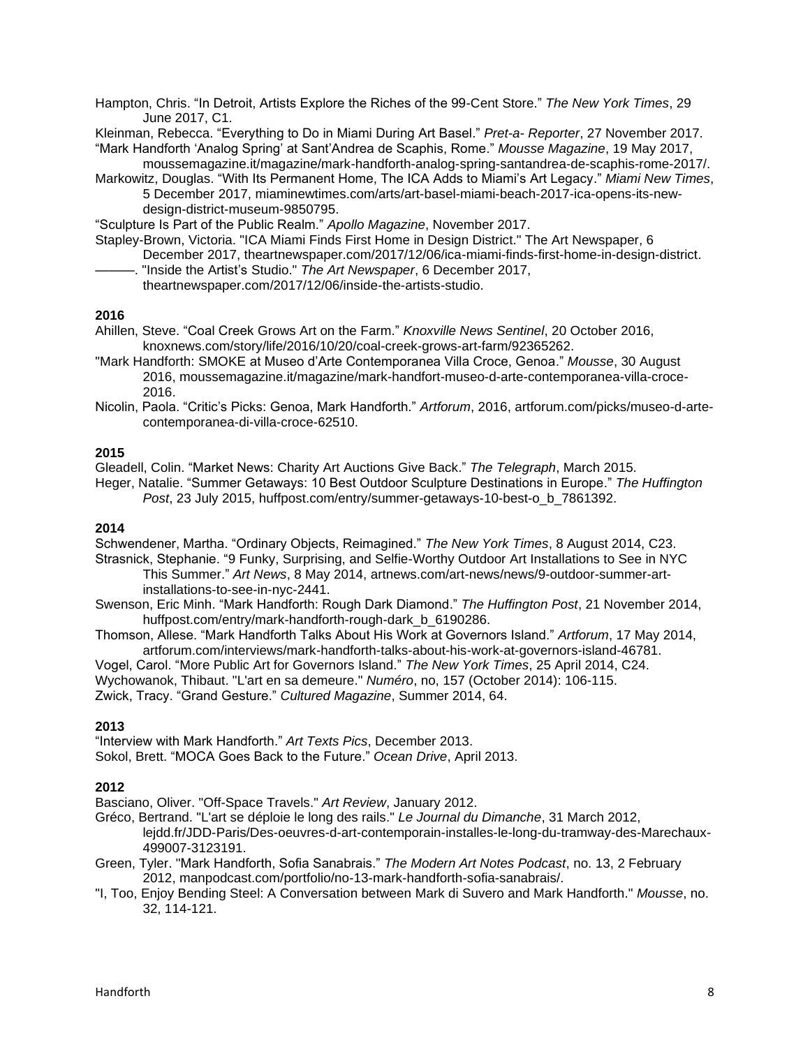Hampton, Chris. “In Detroit, Artists Explore the Riches of the 99-Cent Store.” *The New York Times*, 29 June 2017, C1.

Kleinman, Rebecca. “Everything to Do in Miami During Art Basel.” *Pret-a- Reporter*, 27 November 2017.

“Mark Handforth ‘Analog Spring’ at Sant’Andrea de Scaphis, Rome.” *Mousse Magazine*, 19 May 2017, moussemagazine.it/magazine/mark-handforth-analog-spring-santandrea-de-scaphis-rome-2017/.

Markowitz, Douglas. “With Its Permanent Home, The ICA Adds to Miami’s Art Legacy.” *Miami New Times*, 5 December 2017, miaminewtimes.com/arts/art-basel-miami-beach-2017-ica-opens-its-new-design-district-museum-9850795.

“Sculpture Is Part of the Public Realm.” *Apollo Magazine*, November 2017.

Stapley-Brown, Victoria. "ICA Miami Finds First Home in Design District." The Art Newspaper, 6 December 2017, theartnewspaper.com/2017/12/06/ica-miami-finds-first-home-in-design-district.

———. "Inside the Artist’s Studio." *The Art Newspaper*, 6 December 2017, theartnewspaper.com/2017/12/06/inside-the-artists-studio.

**2016**

Ahillen, Steve. “Coal Creek Grows Art on the Farm.” *Knoxville News Sentinel*, 20 October 2016, knoxnews.com/story/life/2016/10/20/coal-creek-grows-art-farm/92365262.

"Mark Handforth: SMOKE at Museo d’Arte Contemporanea Villa Croce, Genoa.” *Mousse*, 30 August 2016, moussemagazine.it/magazine/mark-handfort-museo-d-arte-contemporanea-villa-croce-2016.

Nicolin, Paola. “Critic’s Picks: Genoa, Mark Handforth.” *Artforum*, 2016, artforum.com/picks/museo-d-arte-contemporanea-di-villa-croce-62510.

**2015**

Gleadell, Colin. “Market News: Charity Art Auctions Give Back.” *The Telegraph*, March 2015.

Heger, Natalie. “Summer Getaways: 10 Best Outdoor Sculpture Destinations in Europe.” *The Huffington Post*, 23 July 2015, huffpost.com/entry/summer-getaways-10-best-o_b_7861392.

**2014**

Schwendener, Martha. “Ordinary Objects, Reimagined.” *The New York Times*, 8 August 2014, C23.

Strasnick, Stephanie. “9 Funky, Surprising, and Selfie-Worthy Outdoor Art Installations to See in NYC This Summer.” *Art News*, 8 May 2014, artnews.com/art-news/news/9-outdoor-summer-art-installations-to-see-in-nyc-2441.

Swenson, Eric Minh. “Mark Handforth: Rough Dark Diamond.” *The Huffington Post*, 21 November 2014, huffpost.com/entry/mark-handforth-rough-dark_b_6190286.

Thomson, Allese. “Mark Handforth Talks About His Work at Governors Island.” *Artforum*, 17 May 2014, artforum.com/interviews/mark-handforth-talks-about-his-work-at-governors-island-46781.

Vogel, Carol. “More Public Art for Governors Island.” *The New York Times*, 25 April 2014, C24.

Wychowanok, Thibaut. "L'art en sa demeure." *Numéro*, no, 157 (October 2014): 106-115.

Zwick, Tracy. “Grand Gesture.” *Cultured Magazine*, Summer 2014, 64.

**2013**

“Interview with Mark Handforth.” *Art Texts Pics*, December 2013.

Sokol, Brett. “MOCA Goes Back to the Future.” *Ocean Drive*, April 2013.

**2012**

Basciano, Oliver. "Off-Space Travels." *Art Review*, January 2012.

Gréco, Bertrand. "L'art se déploie le long des rails." *Le Journal du Dimanche*, 31 March 2012, lejdd.fr/JDD-Paris/Des-oeuvres-d-art-contemporain-installes-le-long-du-tramway-des-Marechaux-499007-3123191.

Green, Tyler. "Mark Handforth, Sofia Sanabrais.” *The Modern Art Notes Podcast*, no. 13, 2 February 2012, manpodcast.com/portfolio/no-13-mark-handforth-sofia-sanabrais/.

"I, Too, Enjoy Bending Steel: A Conversation between Mark di Suvero and Mark Handforth." *Mousse*, no. 32, 114-121.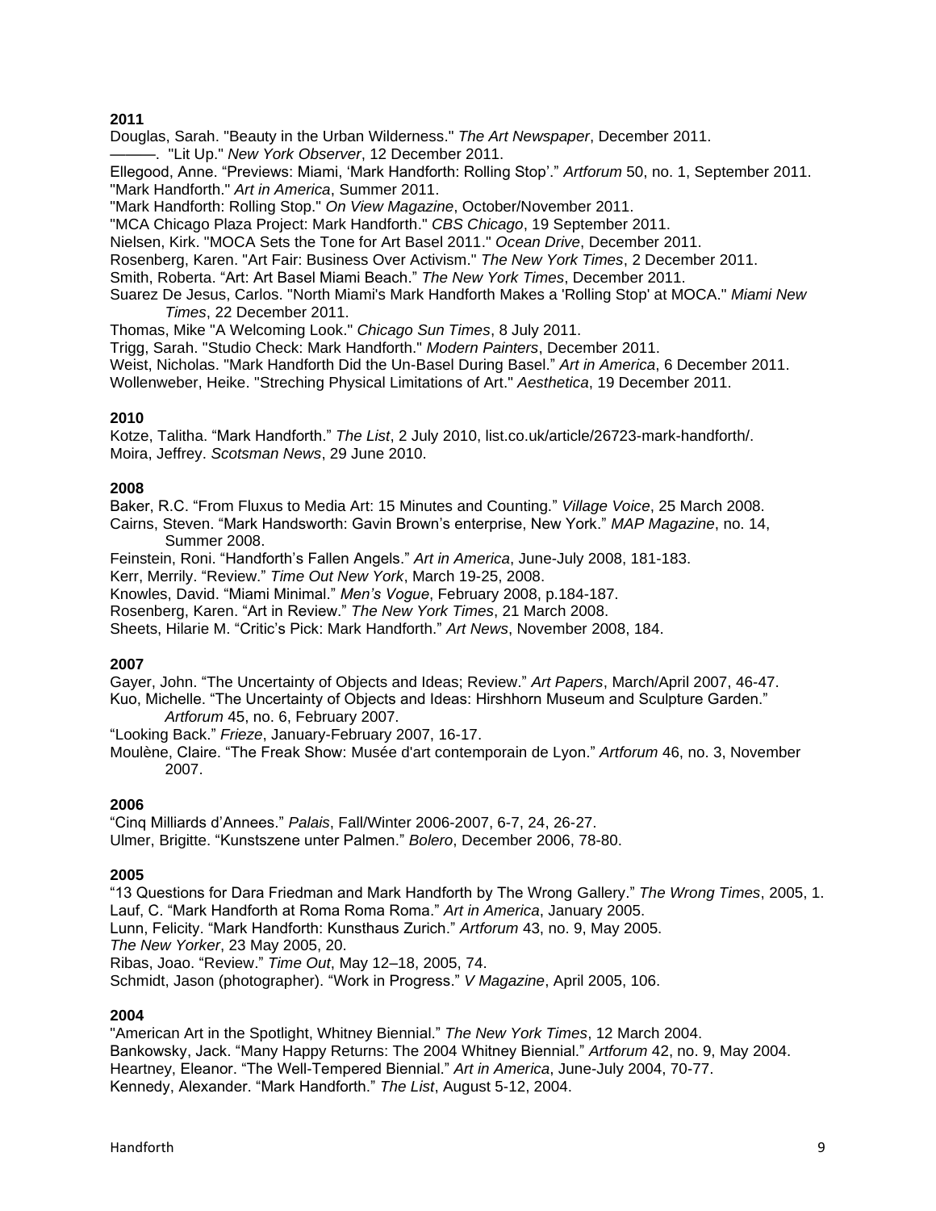**2011**

Douglas, Sarah. "Beauty in the Urban Wilderness." *The Art Newspaper*, December 2011.
———. "Lit Up." *New York Observer*, 12 December 2011.
Ellegood, Anne. "Previews: Miami, 'Mark Handforth: Rolling Stop'." *Artforum* 50, no. 1, September 2011.
"Mark Handforth." *Art in America*, Summer 2011.
"Mark Handforth: Rolling Stop." *On View Magazine*, October/November 2011.
"MCA Chicago Plaza Project: Mark Handforth." *CBS Chicago*, 19 September 2011.
Nielsen, Kirk. "MOCA Sets the Tone for Art Basel 2011." *Ocean Drive*, December 2011.
Rosenberg, Karen. "Art Fair: Business Over Activism." *The New York Times*, 2 December 2011.
Smith, Roberta. "Art: Art Basel Miami Beach." *The New York Times*, December 2011.
Suarez De Jesus, Carlos. "North Miami's Mark Handforth Makes a 'Rolling Stop' at MOCA." *Miami New Times*, 22 December 2011.
Thomas, Mike "A Welcoming Look." *Chicago Sun Times*, 8 July 2011.
Trigg, Sarah. "Studio Check: Mark Handforth." *Modern Painters*, December 2011.
Weist, Nicholas. "Mark Handforth Did the Un-Basel During Basel." *Art in America*, 6 December 2011.
Wollenweber, Heike. "Streching Physical Limitations of Art." *Aesthetica*, 19 December 2011.

**2010**

Kotze, Talitha. "Mark Handforth." *The List*, 2 July 2010, list.co.uk/article/26723-mark-handforth/.
Moira, Jeffrey. *Scotsman News*, 29 June 2010.

**2008**

Baker, R.C. "From Fluxus to Media Art: 15 Minutes and Counting." *Village Voice*, 25 March 2008.
Cairns, Steven. "Mark Handsworth: Gavin Brown's enterprise, New York." *MAP Magazine*, no. 14, Summer 2008.
Feinstein, Roni. "Handforth's Fallen Angels." *Art in America*, June-July 2008, 181-183.
Kerr, Merrily. "Review." *Time Out New York*, March 19-25, 2008.
Knowles, David. "Miami Minimal." *Men's Vogue*, February 2008, p.184-187.
Rosenberg, Karen. "Art in Review." *The New York Times*, 21 March 2008.
Sheets, Hilarie M. "Critic's Pick: Mark Handforth." *Art News*, November 2008, 184.

**2007**

Gayer, John. "The Uncertainty of Objects and Ideas; Review." *Art Papers*, March/April 2007, 46-47.
Kuo, Michelle. "The Uncertainty of Objects and Ideas: Hirshhorn Museum and Sculpture Garden." *Artforum* 45, no. 6, February 2007.
"Looking Back." *Frieze*, January-February 2007, 16-17.
Moulène, Claire. "The Freak Show: Musée d'art contemporain de Lyon." *Artforum* 46, no. 3, November 2007.

**2006**

"Cinq Milliards d'Annees." *Palais*, Fall/Winter 2006-2007, 6-7, 24, 26-27.
Ulmer, Brigitte. "Kunstszene unter Palmen." *Bolero*, December 2006, 78-80.

**2005**

"13 Questions for Dara Friedman and Mark Handforth by The Wrong Gallery." *The Wrong Times*, 2005, 1.
Lauf, C. "Mark Handforth at Roma Roma Roma." *Art in America*, January 2005.
Lunn, Felicity. "Mark Handforth: Kunsthaus Zurich." *Artforum* 43, no. 9, May 2005.
*The New Yorker*, 23 May 2005, 20.
Ribas, Joao. "Review." *Time Out*, May 12–18, 2005, 74.
Schmidt, Jason (photographer). "Work in Progress." *V Magazine*, April 2005, 106.

**2004**

"American Art in the Spotlight, Whitney Biennial." *The New York Times*, 12 March 2004.
Bankowsky, Jack. "Many Happy Returns: The 2004 Whitney Biennial." *Artforum* 42, no. 9, May 2004.
Heartney, Eleanor. "The Well-Tempered Biennial." *Art in America*, June-July 2004, 70-77.
Kennedy, Alexander. "Mark Handforth." *The List*, August 5-12, 2004.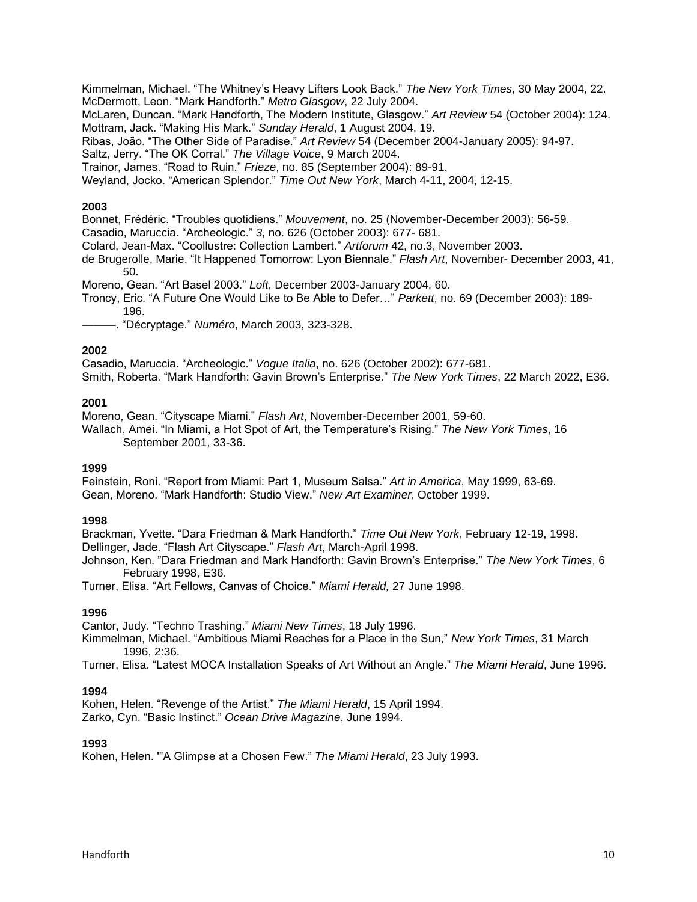Kimmelman, Michael. “The Whitney’s Heavy Lifters Look Back.” *The New York Times*, 30 May 2004, 22.
McDermott, Leon. “Mark Handforth.” *Metro Glasgow*, 22 July 2004.
McLaren, Duncan. “Mark Handforth, The Modern Institute, Glasgow.” *Art Review* 54 (October 2004): 124.
Mottram, Jack. “Making His Mark.” *Sunday Herald*, 1 August 2004, 19.
Ribas, João. “The Other Side of Paradise.” *Art Review* 54 (December 2004-January 2005): 94-97.
Saltz, Jerry. “The OK Corral.” *The Village Voice*, 9 March 2004.
Trainor, James. “Road to Ruin.” *Frieze*, no. 85 (September 2004): 89-91.
Weyland, Jocko. “American Splendor.” *Time Out New York*, March 4-11, 2004, 12-15.

**2003**

Bonnet, Frédéric. “Troubles quotidiens.” *Mouvement*, no. 25 (November-December 2003): 56-59.
Casadio, Maruccia. “Archeologic.” *3*, no. 626 (October 2003): 677- 681.
Colard, Jean-Max. “Coollustre: Collection Lambert.” *Artforum* 42, no.3, November 2003.
de Brugerolle, Marie. “It Happened Tomorrow: Lyon Biennale.” *Flash Art*, November- December 2003, 41, 50.
Moreno, Gean. “Art Basel 2003.” *Loft*, December 2003-January 2004, 60.
Troncy, Eric. “A Future One Would Like to Be Able to Defer…” *Parkett*, no. 69 (December 2003): 189-196.
———. “Décryptage.” *Numéro*, March 2003, 323-328.

**2002**

Casadio, Maruccia. “Archeologic.” *Vogue Italia*, no. 626 (October 2002): 677-681.
Smith, Roberta. “Mark Handforth: Gavin Brown’s Enterprise.” *The New York Times*, 22 March 2022, E36.

**2001**

Moreno, Gean. “Cityscape Miami.” *Flash Art*, November-December 2001, 59-60.
Wallach, Amei. “In Miami, a Hot Spot of Art, the Temperature’s Rising.” *The New York Times*, 16 September 2001, 33-36.

**1999**

Feinstein, Roni. “Report from Miami: Part 1, Museum Salsa.” *Art in America*, May 1999, 63-69.
Gean, Moreno. “Mark Handforth: Studio View.” *New Art Examiner*, October 1999.

**1998**

Brackman, Yvette. “Dara Friedman & Mark Handforth.” *Time Out New York*, February 12-19, 1998.
Dellinger, Jade. “Flash Art Cityscape.” *Flash Art*, March-April 1998.
Johnson, Ken. ”Dara Friedman and Mark Handforth: Gavin Brown’s Enterprise.” *The New York Times*, 6 February 1998, E36.
Turner, Elisa. “Art Fellows, Canvas of Choice.” *Miami Herald,* 27 June 1998.

**1996**

Cantor, Judy. “Techno Trashing.” *Miami New Times*, 18 July 1996.
Kimmelman, Michael. “Ambitious Miami Reaches for a Place in the Sun,” *New York Times*, 31 March 1996, 2:36.
Turner, Elisa. “Latest MOCA Installation Speaks of Art Without an Angle.” *The Miami Herald*, June 1996.

**1994**

Kohen, Helen. “Revenge of the Artist.” *The Miami Herald*, 15 April 1994.
Zarko, Cyn. “Basic Instinct.” *Ocean Drive Magazine*, June 1994.

**1993**

Kohen, Helen. '”A Glimpse at a Chosen Few.” *The Miami Herald*, 23 July 1993.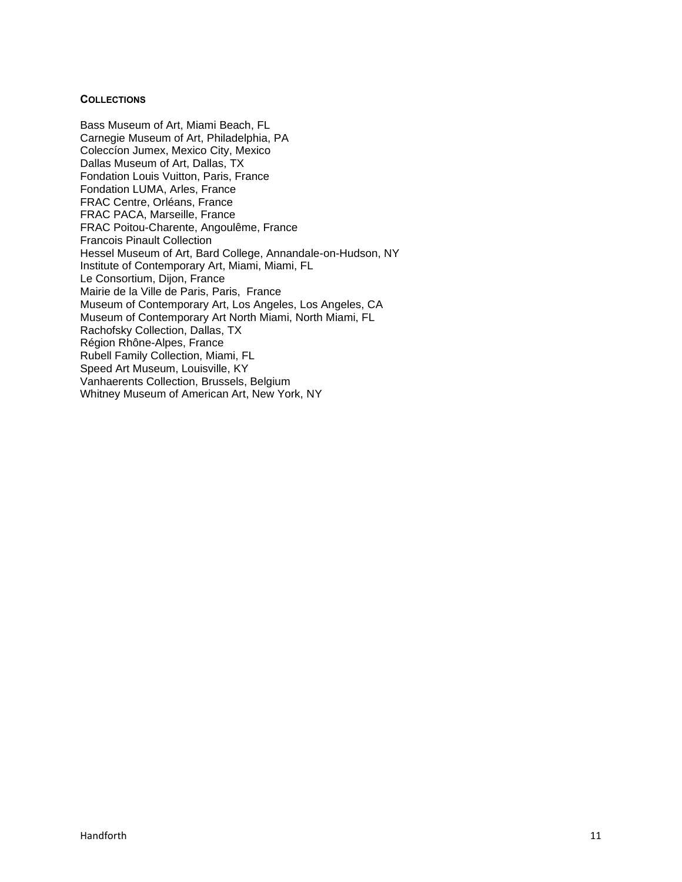**COLLECTIONS**

Bass Museum of Art, Miami Beach, FL
Carnegie Museum of Art, Philadelphia, PA
Coleccíon Jumex, Mexico City, Mexico
Dallas Museum of Art, Dallas, TX
Fondation Louis Vuitton, Paris, France
Fondation LUMA, Arles, France
FRAC Centre, Orléans, France
FRAC PACA, Marseille, France
FRAC Poitou-Charente, Angoulême, France
Francois Pinault Collection
Hessel Museum of Art, Bard College, Annandale-on-Hudson, NY
Institute of Contemporary Art, Miami, Miami, FL
Le Consortium, Dijon, France
Mairie de la Ville de Paris, Paris, France
Museum of Contemporary Art, Los Angeles, Los Angeles, CA
Museum of Contemporary Art North Miami, North Miami, FL
Rachofsky Collection, Dallas, TX
Région Rhône-Alpes, France
Rubell Family Collection, Miami, FL
Speed Art Museum, Louisville, KY
Vanhaerents Collection, Brussels, Belgium
Whitney Museum of American Art, New York, NY